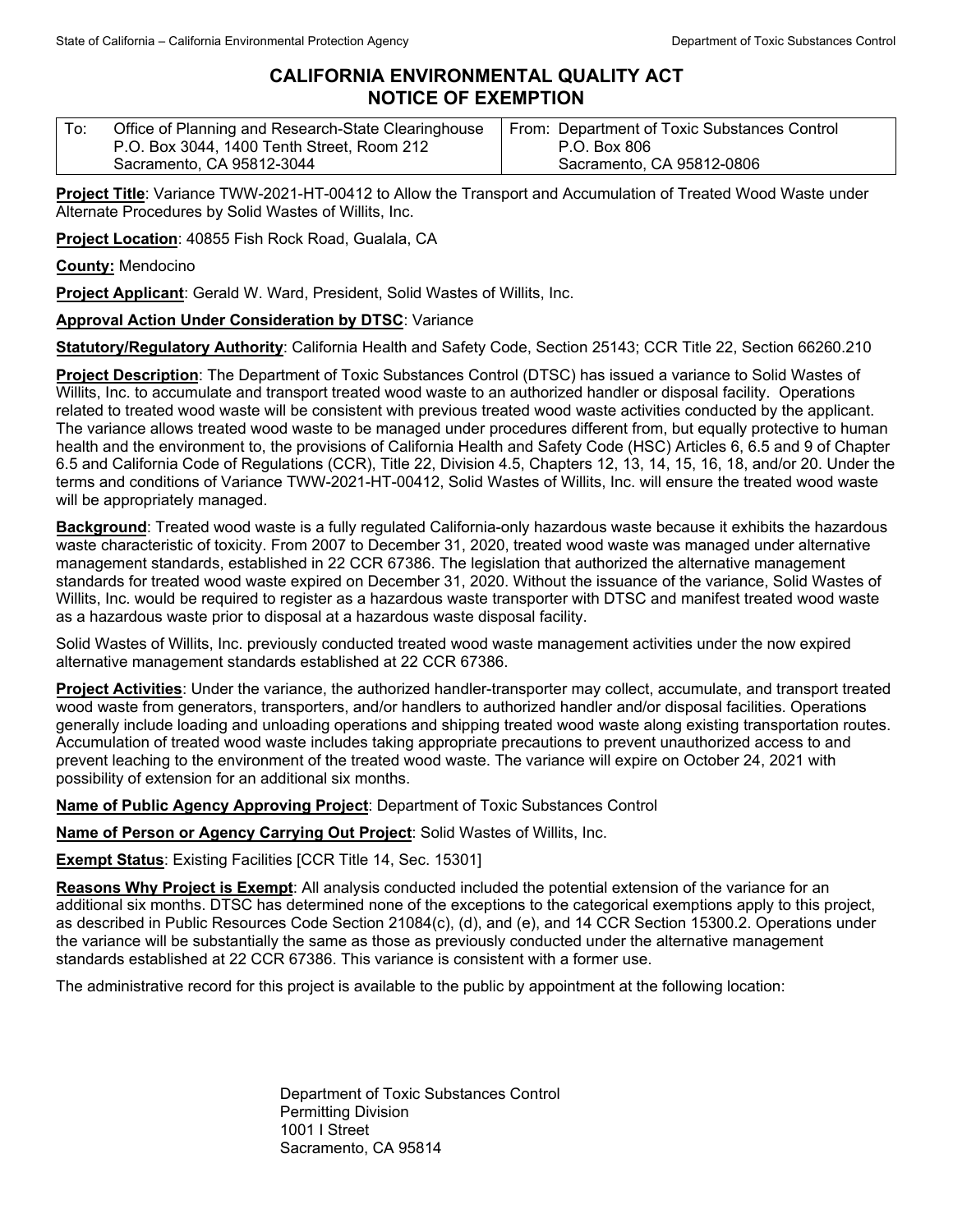State of California – California Environmental Protection Agency | Department of Toxic Substances Control

# CALIFORNIA ENVIRONMENTAL QUALITY ACT
# NOTICE OF EXEMPTION

| To: Office of Planning and Research-State Clearinghouse<br>P.O. Box 3044, 1400 Tenth Street, Room 212<br>Sacramento, CA 95812-3044 | From: Department of Toxic Substances Control<br>P.O. Box 806<br>Sacramento, CA 95812-0806 |
|---|---|

**Project Title**: Variance TWW-2021-HT-00412 to Allow the Transport and Accumulation of Treated Wood Waste under Alternate Procedures by Solid Wastes of Willits, Inc.

**Project Location**: 40855 Fish Rock Road, Gualala, CA

**County:** Mendocino

**Project Applicant**: Gerald W. Ward, President, Solid Wastes of Willits, Inc.

**Approval Action Under Consideration by DTSC**: Variance

**Statutory/Regulatory Authority**: California Health and Safety Code, Section 25143; CCR Title 22, Section 66260.210

**Project Description**: The Department of Toxic Substances Control (DTSC) has issued a variance to Solid Wastes of Willits, Inc. to accumulate and transport treated wood waste to an authorized handler or disposal facility. Operations related to treated wood waste will be consistent with previous treated wood waste activities conducted by the applicant. The variance allows treated wood waste to be managed under procedures different from, but equally protective to human health and the environment to, the provisions of California Health and Safety Code (HSC) Articles 6, 6.5 and 9 of Chapter 6.5 and California Code of Regulations (CCR), Title 22, Division 4.5, Chapters 12, 13, 14, 15, 16, 18, and/or 20. Under the terms and conditions of Variance TWW-2021-HT-00412, Solid Wastes of Willits, Inc. will ensure the treated wood waste will be appropriately managed.

**Background**: Treated wood waste is a fully regulated California-only hazardous waste because it exhibits the hazardous waste characteristic of toxicity. From 2007 to December 31, 2020, treated wood waste was managed under alternative management standards, established in 22 CCR 67386. The legislation that authorized the alternative management standards for treated wood waste expired on December 31, 2020. Without the issuance of the variance, Solid Wastes of Willits, Inc. would be required to register as a hazardous waste transporter with DTSC and manifest treated wood waste as a hazardous waste prior to disposal at a hazardous waste disposal facility.

Solid Wastes of Willits, Inc. previously conducted treated wood waste management activities under the now expired alternative management standards established at 22 CCR 67386.

**Project Activities**: Under the variance, the authorized handler-transporter may collect, accumulate, and transport treated wood waste from generators, transporters, and/or handlers to authorized handler and/or disposal facilities. Operations generally include loading and unloading operations and shipping treated wood waste along existing transportation routes. Accumulation of treated wood waste includes taking appropriate precautions to prevent unauthorized access to and prevent leaching to the environment of the treated wood waste. The variance will expire on October 24, 2021 with possibility of extension for an additional six months.

**Name of Public Agency Approving Project**: Department of Toxic Substances Control

**Name of Person or Agency Carrying Out Project**: Solid Wastes of Willits, Inc.

**Exempt Status**: Existing Facilities [CCR Title 14, Sec. 15301]

**Reasons Why Project is Exempt**: All analysis conducted included the potential extension of the variance for an additional six months. DTSC has determined none of the exceptions to the categorical exemptions apply to this project, as described in Public Resources Code Section 21084(c), (d), and (e), and 14 CCR Section 15300.2. Operations under the variance will be substantially the same as those as previously conducted under the alternative management standards established at 22 CCR 67386. This variance is consistent with a former use.

The administrative record for this project is available to the public by appointment at the following location:

Department of Toxic Substances Control
Permitting Division
1001 I Street
Sacramento, CA 95814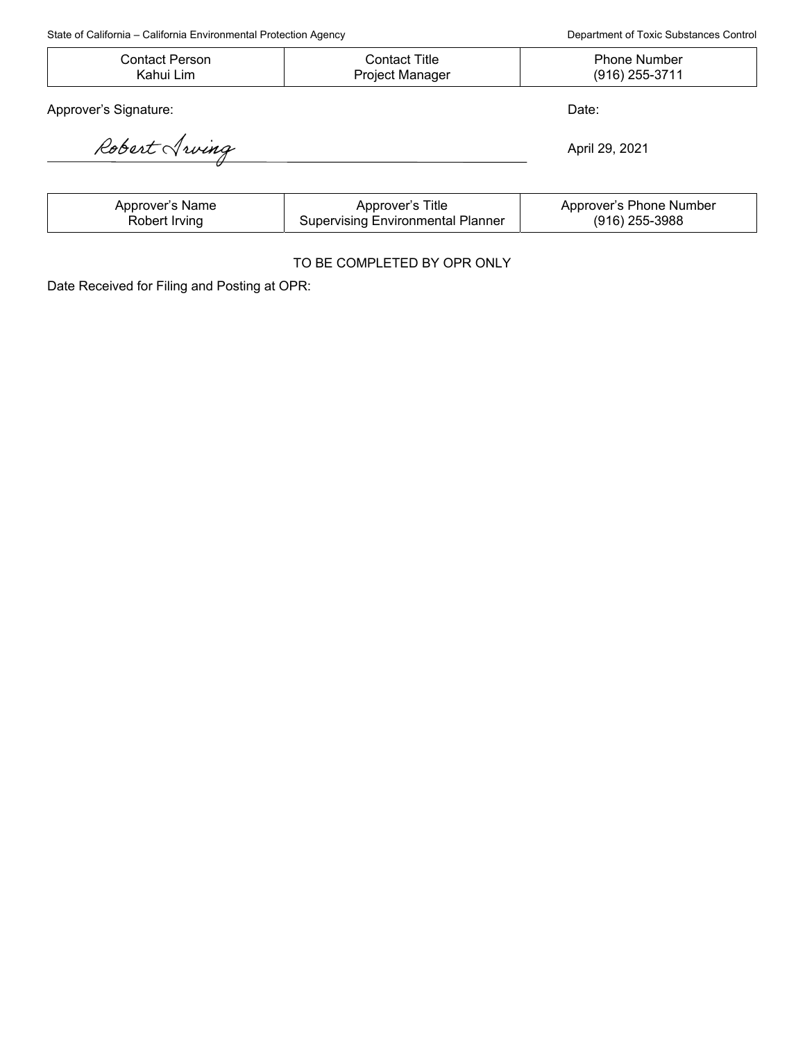| Contact Person | Contact Title | Phone Number |
| --- | --- | --- |
| Kahui Lim | Project Manager | (916) 255-3711 |

Approver's Signature: Robert Irving

Date: April 29, 2021

| Approver's Name | Approver's Title | Approver's Phone Number |
| --- | --- | --- |
| Robert Irving | Supervising Environmental Planner | (916) 255-3988 |

TO BE COMPLETED BY OPR ONLY

Date Received for Filing and Posting at OPR: